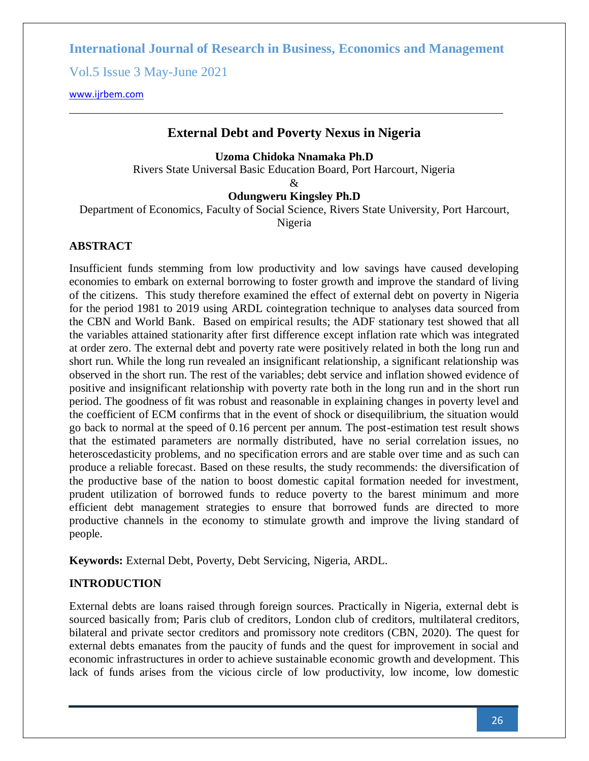# External Debt and Poverty Nexus in Nigeria

**Uzoma Chidoka Nnamaka Ph.D**
Rivers State Universal Basic Education Board, Port Harcourt, Nigeria
&
**Odungweru Kingsley Ph.D**
Department of Economics, Faculty of Social Science, Rivers State University, Port Harcourt, Nigeria

## ABSTRACT

Insufficient funds stemming from low productivity and low savings have caused developing economies to embark on external borrowing to foster growth and improve the standard of living of the citizens. This study therefore examined the effect of external debt on poverty in Nigeria for the period 1981 to 2019 using ARDL cointegration technique to analyses data sourced from the CBN and World Bank. Based on empirical results; the ADF stationary test showed that all the variables attained stationarity after first difference except inflation rate which was integrated at order zero. The external debt and poverty rate were positively related in both the long run and short run. While the long run revealed an insignificant relationship, a significant relationship was observed in the short run. The rest of the variables; debt service and inflation showed evidence of positive and insignificant relationship with poverty rate both in the long run and in the short run period. The goodness of fit was robust and reasonable in explaining changes in poverty level and the coefficient of ECM confirms that in the event of shock or disequilibrium, the situation would go back to normal at the speed of 0.16 percent per annum. The post-estimation test result shows that the estimated parameters are normally distributed, have no serial correlation issues, no heteroscedasticity problems, and no specification errors and are stable over time and as such can produce a reliable forecast. Based on these results, the study recommends: the diversification of the productive base of the nation to boost domestic capital formation needed for investment, prudent utilization of borrowed funds to reduce poverty to the barest minimum and more efficient debt management strategies to ensure that borrowed funds are directed to more productive channels in the economy to stimulate growth and improve the living standard of people.

**Keywords:** External Debt, Poverty, Debt Servicing, Nigeria, ARDL.

## INTRODUCTION

External debts are loans raised through foreign sources. Practically in Nigeria, external debt is sourced basically from; Paris club of creditors, London club of creditors, multilateral creditors, bilateral and private sector creditors and promissory note creditors (CBN, 2020). The quest for external debts emanates from the paucity of funds and the quest for improvement in social and economic infrastructures in order to achieve sustainable economic growth and development. This lack of funds arises from the vicious circle of low productivity, low income, low domestic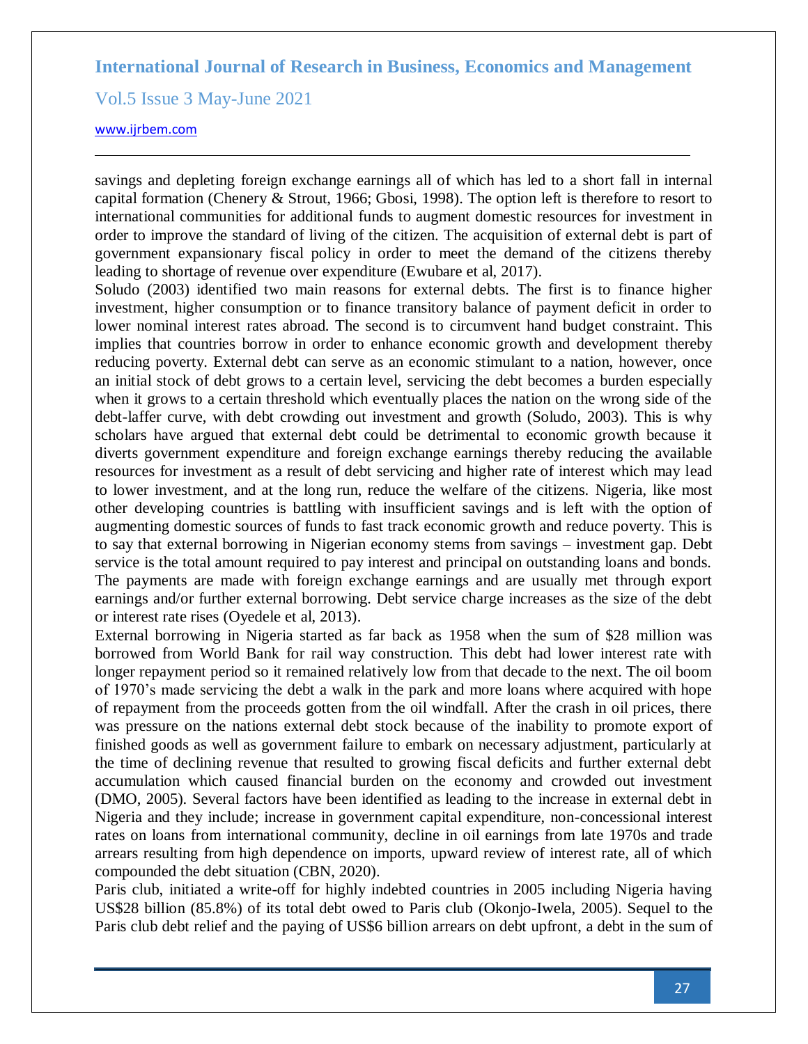savings and depleting foreign exchange earnings all of which has led to a short fall in internal capital formation (Chenery & Strout, 1966; Gbosi, 1998). The option left is therefore to resort to international communities for additional funds to augment domestic resources for investment in order to improve the standard of living of the citizen. The acquisition of external debt is part of government expansionary fiscal policy in order to meet the demand of the citizens thereby leading to shortage of revenue over expenditure (Ewubare et al, 2017).

Soludo (2003) identified two main reasons for external debts. The first is to finance higher investment, higher consumption or to finance transitory balance of payment deficit in order to lower nominal interest rates abroad. The second is to circumvent hand budget constraint. This implies that countries borrow in order to enhance economic growth and development thereby reducing poverty. External debt can serve as an economic stimulant to a nation, however, once an initial stock of debt grows to a certain level, servicing the debt becomes a burden especially when it grows to a certain threshold which eventually places the nation on the wrong side of the debt-laffer curve, with debt crowding out investment and growth (Soludo, 2003). This is why scholars have argued that external debt could be detrimental to economic growth because it diverts government expenditure and foreign exchange earnings thereby reducing the available resources for investment as a result of debt servicing and higher rate of interest which may lead to lower investment, and at the long run, reduce the welfare of the citizens. Nigeria, like most other developing countries is battling with insufficient savings and is left with the option of augmenting domestic sources of funds to fast track economic growth and reduce poverty. This is to say that external borrowing in Nigerian economy stems from savings – investment gap. Debt service is the total amount required to pay interest and principal on outstanding loans and bonds. The payments are made with foreign exchange earnings and are usually met through export earnings and/or further external borrowing. Debt service charge increases as the size of the debt or interest rate rises (Oyedele et al, 2013).

External borrowing in Nigeria started as far back as 1958 when the sum of $28 million was borrowed from World Bank for rail way construction. This debt had lower interest rate with longer repayment period so it remained relatively low from that decade to the next. The oil boom of 1970's made servicing the debt a walk in the park and more loans where acquired with hope of repayment from the proceeds gotten from the oil windfall. After the crash in oil prices, there was pressure on the nations external debt stock because of the inability to promote export of finished goods as well as government failure to embark on necessary adjustment, particularly at the time of declining revenue that resulted to growing fiscal deficits and further external debt accumulation which caused financial burden on the economy and crowded out investment (DMO, 2005). Several factors have been identified as leading to the increase in external debt in Nigeria and they include; increase in government capital expenditure, non-concessional interest rates on loans from international community, decline in oil earnings from late 1970s and trade arrears resulting from high dependence on imports, upward review of interest rate, all of which compounded the debt situation (CBN, 2020).

Paris club, initiated a write-off for highly indebted countries in 2005 including Nigeria having US$28 billion (85.8%) of its total debt owed to Paris club (Okonjo-Iwela, 2005). Sequel to the Paris club debt relief and the paying of US$6 billion arrears on debt upfront, a debt in the sum of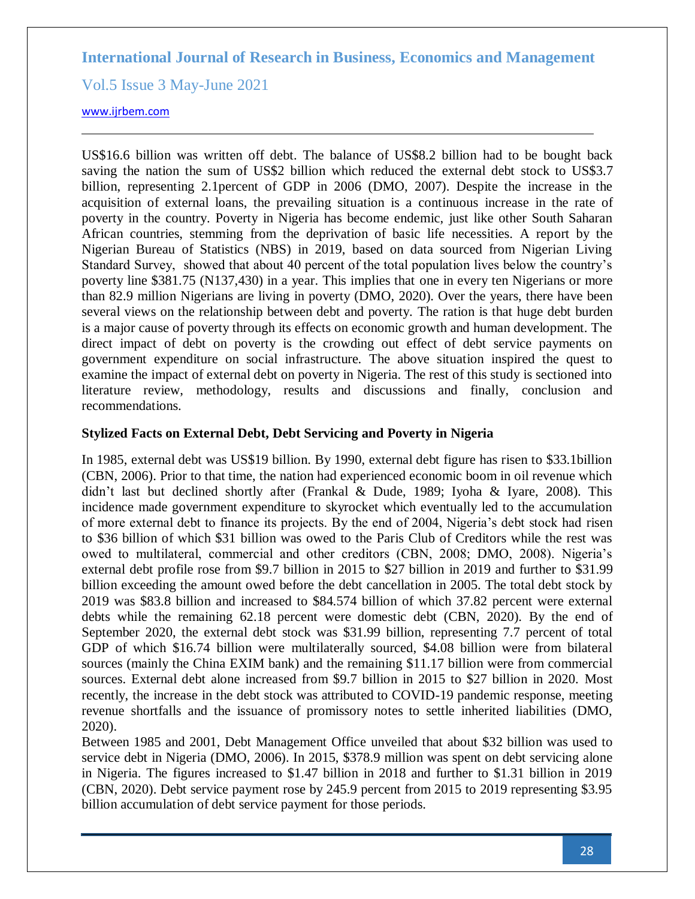US$16.6 billion was written off debt. The balance of US$8.2 billion had to be bought back saving the nation the sum of US$2 billion which reduced the external debt stock to US$3.7 billion, representing 2.1percent of GDP in 2006 (DMO, 2007). Despite the increase in the acquisition of external loans, the prevailing situation is a continuous increase in the rate of poverty in the country. Poverty in Nigeria has become endemic, just like other South Saharan African countries, stemming from the deprivation of basic life necessities. A report by the Nigerian Bureau of Statistics (NBS) in 2019, based on data sourced from Nigerian Living Standard Survey, showed that about 40 percent of the total population lives below the country's poverty line $381.75 (N137,430) in a year. This implies that one in every ten Nigerians or more than 82.9 million Nigerians are living in poverty (DMO, 2020). Over the years, there have been several views on the relationship between debt and poverty. The ration is that huge debt burden is a major cause of poverty through its effects on economic growth and human development. The direct impact of debt on poverty is the crowding out effect of debt service payments on government expenditure on social infrastructure. The above situation inspired the quest to examine the impact of external debt on poverty in Nigeria. The rest of this study is sectioned into literature review, methodology, results and discussions and finally, conclusion and recommendations.

## Stylized Facts on External Debt, Debt Servicing and Poverty in Nigeria

In 1985, external debt was US$19 billion. By 1990, external debt figure has risen to $33.1billion (CBN, 2006). Prior to that time, the nation had experienced economic boom in oil revenue which didn't last but declined shortly after (Frankal & Dude, 1989; Iyoha & Iyare, 2008). This incidence made government expenditure to skyrocket which eventually led to the accumulation of more external debt to finance its projects. By the end of 2004, Nigeria's debt stock had risen to $36 billion of which $31 billion was owed to the Paris Club of Creditors while the rest was owed to multilateral, commercial and other creditors (CBN, 2008; DMO, 2008). Nigeria's external debt profile rose from $9.7 billion in 2015 to $27 billion in 2019 and further to $31.99 billion exceeding the amount owed before the debt cancellation in 2005. The total debt stock by 2019 was $83.8 billion and increased to $84.574 billion of which 37.82 percent were external debts while the remaining 62.18 percent were domestic debt (CBN, 2020). By the end of September 2020, the external debt stock was $31.99 billion, representing 7.7 percent of total GDP of which $16.74 billion were multilaterally sourced, $4.08 billion were from bilateral sources (mainly the China EXIM bank) and the remaining $11.17 billion were from commercial sources. External debt alone increased from $9.7 billion in 2015 to $27 billion in 2020. Most recently, the increase in the debt stock was attributed to COVID-19 pandemic response, meeting revenue shortfalls and the issuance of promissory notes to settle inherited liabilities (DMO, 2020).

Between 1985 and 2001, Debt Management Office unveiled that about $32 billion was used to service debt in Nigeria (DMO, 2006). In 2015, $378.9 million was spent on debt servicing alone in Nigeria. The figures increased to $1.47 billion in 2018 and further to $1.31 billion in 2019 (CBN, 2020). Debt service payment rose by 245.9 percent from 2015 to 2019 representing $3.95 billion accumulation of debt service payment for those periods.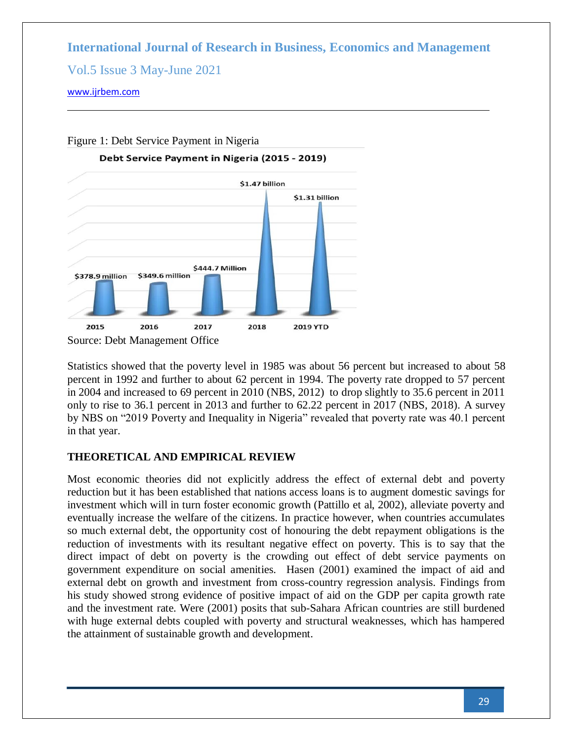Figure 1: Debt Service Payment in Nigeria

Source: Debt Management Office

Statistics showed that the poverty level in 1985 was about 56 percent but increased to about 58 percent in 1992 and further to about 62 percent in 1994. The poverty rate dropped to 57 percent in 2004 and increased to 69 percent in 2010 (NBS, 2012) to drop slightly to 35.6 percent in 2011 only to rise to 36.1 percent in 2013 and further to 62.22 percent in 2017 (NBS, 2018). A survey by NBS on "2019 Poverty and Inequality in Nigeria" revealed that poverty rate was 40.1 percent in that year.

## THEORETICAL AND EMPIRICAL REVIEW

Most economic theories did not explicitly address the effect of external debt and poverty reduction but it has been established that nations access loans is to augment domestic savings for investment which will in turn foster economic growth (Pattillo et al, 2002), alleviate poverty and eventually increase the welfare of the citizens. In practice however, when countries accumulates so much external debt, the opportunity cost of honouring the debt repayment obligations is the reduction of investments with its resultant negative effect on poverty. This is to say that the direct impact of debt on poverty is the crowding out effect of debt service payments on government expenditure on social amenities. Hasen (2001) examined the impact of aid and external debt on growth and investment from cross-country regression analysis. Findings from his study showed strong evidence of positive impact of aid on the GDP per capita growth rate and the investment rate. Were (2001) posits that sub-Sahara African countries are still burdened with huge external debts coupled with poverty and structural weaknesses, which has hampered the attainment of sustainable growth and development.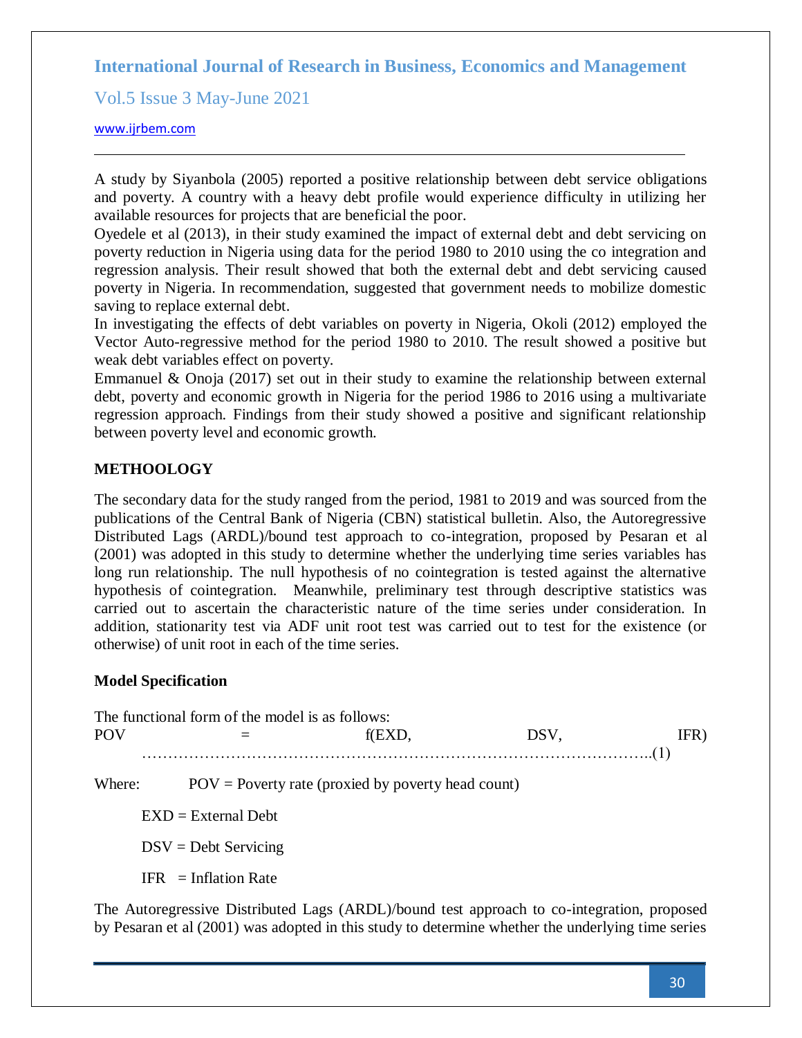A study by Siyanbola (2005) reported a positive relationship between debt service obligations and poverty. A country with a heavy debt profile would experience difficulty in utilizing her available resources for projects that are beneficial the poor.

Oyedele et al (2013), in their study examined the impact of external debt and debt servicing on poverty reduction in Nigeria using data for the period 1980 to 2010 using the co integration and regression analysis. Their result showed that both the external debt and debt servicing caused poverty in Nigeria. In recommendation, suggested that government needs to mobilize domestic saving to replace external debt.

In investigating the effects of debt variables on poverty in Nigeria, Okoli (2012) employed the Vector Auto-regressive method for the period 1980 to 2010. The result showed a positive but weak debt variables effect on poverty.

Emmanuel & Onoja (2017) set out in their study to examine the relationship between external debt, poverty and economic growth in Nigeria for the period 1986 to 2016 using a multivariate regression approach. Findings from their study showed a positive and significant relationship between poverty level and economic growth.

## METHOOLOGY

The secondary data for the study ranged from the period, 1981 to 2019 and was sourced from the publications of the Central Bank of Nigeria (CBN) statistical bulletin. Also, the Autoregressive Distributed Lags (ARDL)/bound test approach to co-integration, proposed by Pesaran et al (2001) was adopted in this study to determine whether the underlying time series variables has long run relationship. The null hypothesis of no cointegration is tested against the alternative hypothesis of cointegration. Meanwhile, preliminary test through descriptive statistics was carried out to ascertain the characteristic nature of the time series under consideration. In addition, stationarity test via ADF unit root test was carried out to test for the existence (or otherwise) of unit root in each of the time series.

### Model Specification

The functional form of the model is as follows:

$$POV = f(EXD, DSV, IFR) \quad \ldots\ldots(1)$$

Where: POV = Poverty rate (proxied by poverty head count)

EXD = External Debt

DSV = Debt Servicing

IFR = Inflation Rate

The Autoregressive Distributed Lags (ARDL)/bound test approach to co-integration, proposed by Pesaran et al (2001) was adopted in this study to determine whether the underlying time series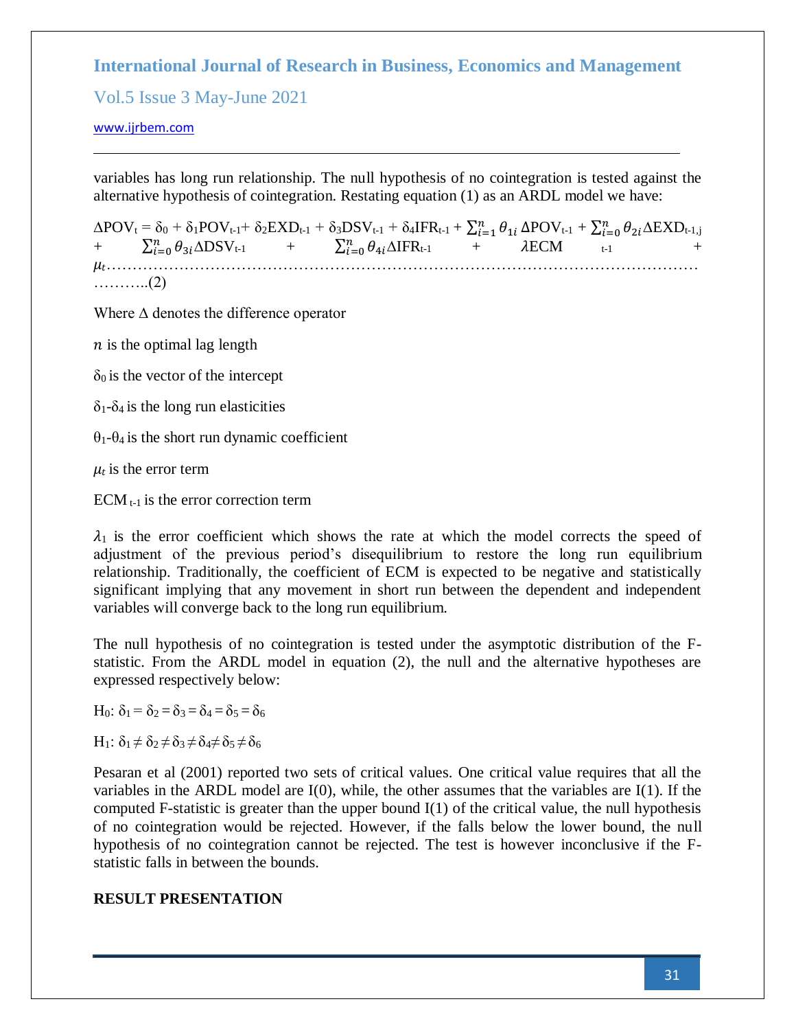variables has long run relationship. The null hypothesis of no cointegration is tested against the alternative hypothesis of cointegration. Restating equation (1) as an ARDL model we have:

$$\Delta POV_t = \delta_0 + \delta_1 POV_{t-1} + \delta_2 EXD_{t-1} + \delta_3 DSV_{t-1} + \delta_4 IFR_{t-1} + \sum_{i=1}^{n} \theta_{1i} \Delta POV_{t-1} + \sum_{i=0}^{n} \theta_{2i} \Delta EXD_{t-1,j} + \sum_{i=0}^{n} \theta_{3i} \Delta DSV_{t-1} + \sum_{i=0}^{n} \theta_{4i} \Delta IFR_{t-1} + \lambda ECM_{t-1} + \mu_t \quad \text{………..(2)}$$

Where $\Delta$ denotes the difference operator

$n$ is the optimal lag length

$\delta_0$ is the vector of the intercept

$\delta_1$-$\delta_4$ is the long run elasticities

$\theta_1$-$\theta_4$ is the short run dynamic coefficient

$\mu_t$ is the error term

$ECM_{t-1}$ is the error correction term

$\lambda_1$ is the error coefficient which shows the rate at which the model corrects the speed of adjustment of the previous period's disequilibrium to restore the long run equilibrium relationship. Traditionally, the coefficient of ECM is expected to be negative and statistically significant implying that any movement in short run between the dependent and independent variables will converge back to the long run equilibrium.

The null hypothesis of no cointegration is tested under the asymptotic distribution of the F-statistic. From the ARDL model in equation (2), the null and the alternative hypotheses are expressed respectively below:

$H_0$: $\delta_1 = \delta_2 = \delta_3 = \delta_4 = \delta_5 = \delta_6$

$H_1$: $\delta_1 \neq \delta_2 \neq \delta_3 \neq \delta_4 \neq \delta_5 \neq \delta_6$

Pesaran et al (2001) reported two sets of critical values. One critical value requires that all the variables in the ARDL model are I(0), while, the other assumes that the variables are I(1). If the computed F-statistic is greater than the upper bound I(1) of the critical value, the null hypothesis of no cointegration would be rejected. However, if the falls below the lower bound, the null hypothesis of no cointegration cannot be rejected. The test is however inconclusive if the F-statistic falls in between the bounds.

**RESULT PRESENTATION**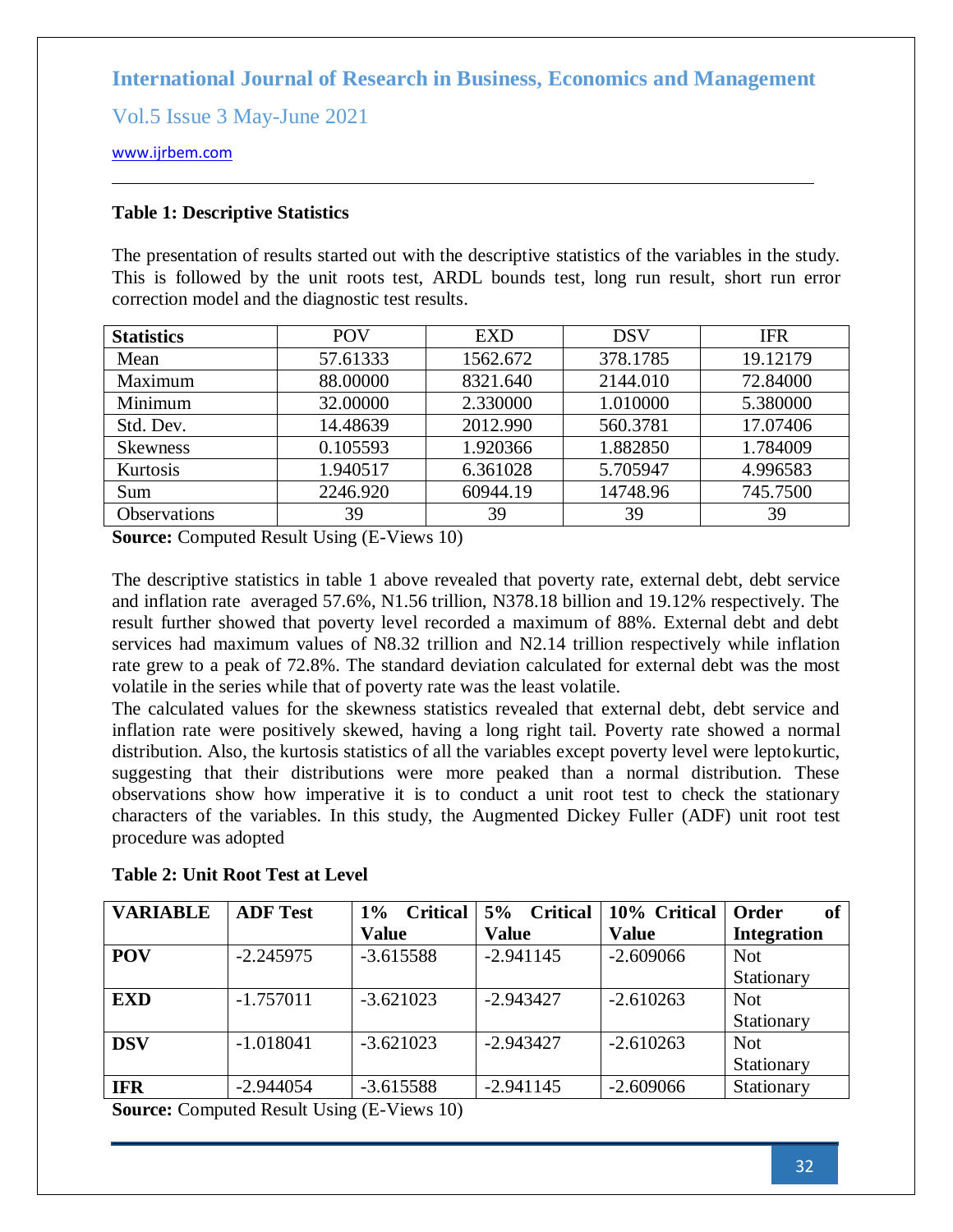**Table 1: Descriptive Statistics**

The presentation of results started out with the descriptive statistics of the variables in the study. This is followed by the unit roots test, ARDL bounds test, long run result, short run error correction model and the diagnostic test results.

| Statistics | POV | EXD | DSV | IFR |
|---|---|---|---|---|
| Mean | 57.61333 | 1562.672 | 378.1785 | 19.12179 |
| Maximum | 88.00000 | 8321.640 | 2144.010 | 72.84000 |
| Minimum | 32.00000 | 2.330000 | 1.010000 | 5.380000 |
| Std. Dev. | 14.48639 | 2012.990 | 560.3781 | 17.07406 |
| Skewness | 0.105593 | 1.920366 | 1.882850 | 1.784009 |
| Kurtosis | 1.940517 | 6.361028 | 5.705947 | 4.996583 |
| Sum | 2246.920 | 60944.19 | 14748.96 | 745.7500 |
| Observations | 39 | 39 | 39 | 39 |

**Source:** Computed Result Using (E-Views 10)

The descriptive statistics in table 1 above revealed that poverty rate, external debt, debt service and inflation rate averaged 57.6%, N1.56 trillion, N378.18 billion and 19.12% respectively. The result further showed that poverty level recorded a maximum of 88%. External debt and debt services had maximum values of N8.32 trillion and N2.14 trillion respectively while inflation rate grew to a peak of 72.8%. The standard deviation calculated for external debt was the most volatile in the series while that of poverty rate was the least volatile.

The calculated values for the skewness statistics revealed that external debt, debt service and inflation rate were positively skewed, having a long right tail. Poverty rate showed a normal distribution. Also, the kurtosis statistics of all the variables except poverty level were leptokurtic, suggesting that their distributions were more peaked than a normal distribution. These observations show how imperative it is to conduct a unit root test to check the stationary characters of the variables. In this study, the Augmented Dickey Fuller (ADF) unit root test procedure was adopted

**Table 2: Unit Root Test at Level**

| VARIABLE | ADF Test | 1% Critical Value | 5% Critical Value | 10% Critical Value | Order of Integration |
|---|---|---|---|---|---|
| **POV** | -2.245975 | -3.615588 | -2.941145 | -2.609066 | Not Stationary |
| **EXD** | -1.757011 | -3.621023 | -2.943427 | -2.610263 | Not Stationary |
| **DSV** | -1.018041 | -3.621023 | -2.943427 | -2.610263 | Not Stationary |
| **IFR** | -2.944054 | -3.615588 | -2.941145 | -2.609066 | Stationary |

**Source:** Computed Result Using (E-Views 10)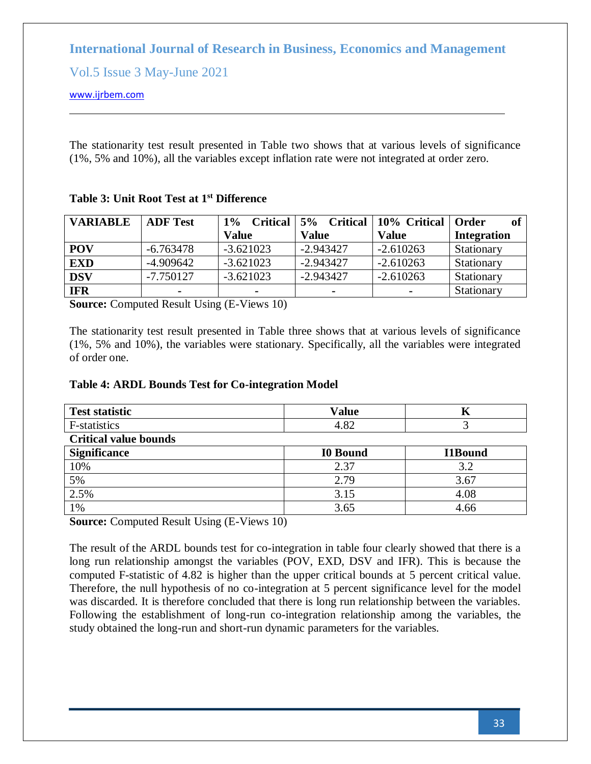The stationarity test result presented in Table two shows that at various levels of significance (1%, 5% and 10%), all the variables except inflation rate were not integrated at order zero.

**Table 3: Unit Root Test at 1st Difference**

| VARIABLE | ADF Test | 1% Critical Value | 5% Critical Value | 10% Critical Value | Order of Integration |
|---|---|---|---|---|---|
| **POV** | -6.763478 | -3.621023 | -2.943427 | -2.610263 | Stationary |
| **EXD** | -4.909642 | -3.621023 | -2.943427 | -2.610263 | Stationary |
| **DSV** | -7.750127 | -3.621023 | -2.943427 | -2.610263 | Stationary |
| **IFR** | - | - | - | - | Stationary |

**Source:** Computed Result Using (E-Views 10)

The stationarity test result presented in Table three shows that at various levels of significance (1%, 5% and 10%), the variables were stationary. Specifically, all the variables were integrated of order one.

**Table 4: ARDL Bounds Test for Co-integration Model**

| Test statistic | Value | K |
|---|---|---|
| F-statistics | 4.82 | 3 |
| **Critical value bounds** | | |
| **Significance** | **I0 Bound** | **I1Bound** |
| 10% | 2.37 | 3.2 |
| 5% | 2.79 | 3.67 |
| 2.5% | 3.15 | 4.08 |
| 1% | 3.65 | 4.66 |

**Source:** Computed Result Using (E-Views 10)

The result of the ARDL bounds test for co-integration in table four clearly showed that there is a long run relationship amongst the variables (POV, EXD, DSV and IFR). This is because the computed F-statistic of 4.82 is higher than the upper critical bounds at 5 percent critical value. Therefore, the null hypothesis of no co-integration at 5 percent significance level for the model was discarded. It is therefore concluded that there is long run relationship between the variables. Following the establishment of long-run co-integration relationship among the variables, the study obtained the long-run and short-run dynamic parameters for the variables.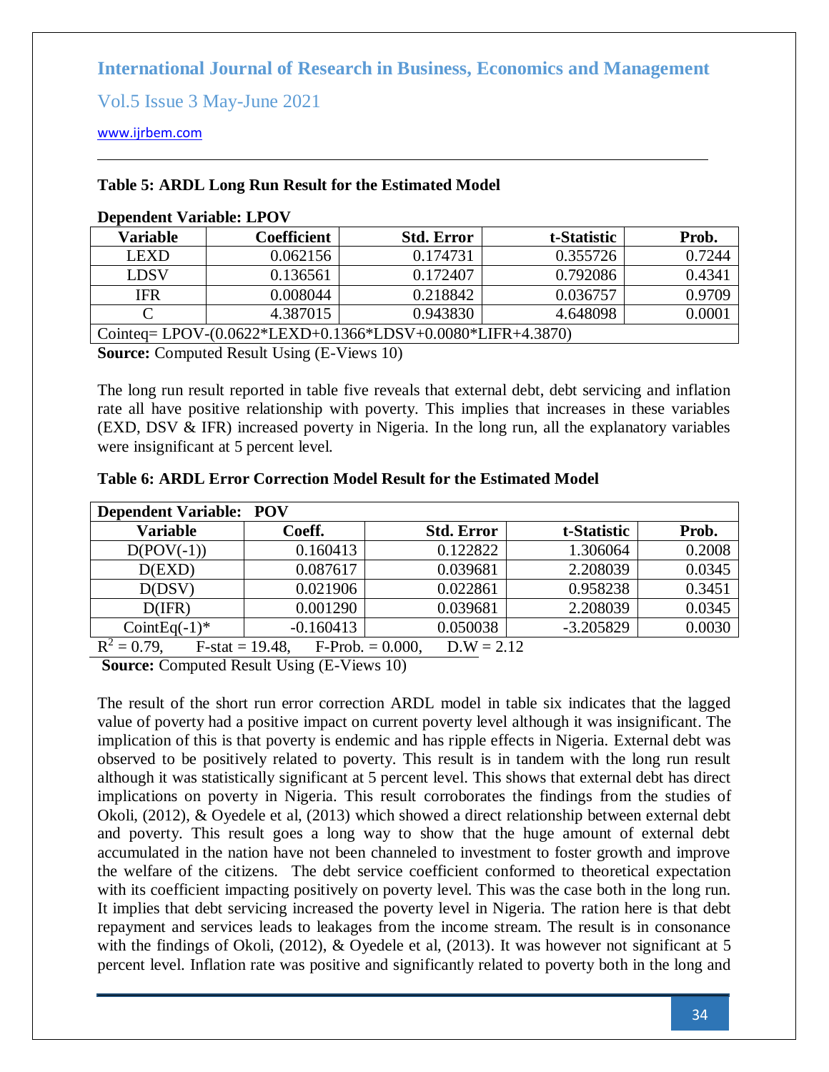**Table 5: ARDL Long Run Result for the Estimated Model**

**Dependent Variable: LPOV**

| Variable | Coefficient | Std. Error | t-Statistic | Prob. |
|---|---|---|---|---|
| LEXD | 0.062156 | 0.174731 | 0.355726 | 0.7244 |
| LDSV | 0.136561 | 0.172407 | 0.792086 | 0.4341 |
| IFR | 0.008044 | 0.218842 | 0.036757 | 0.9709 |
| C | 4.387015 | 0.943830 | 4.648098 | 0.0001 |
| Cointeq= LPOV-(0.0622*LEXD+0.1366*LDSV+0.0080*LIFR+4.3870) | | | | |

**Source:** Computed Result Using (E-Views 10)

The long run result reported in table five reveals that external debt, debt servicing and inflation rate all have positive relationship with poverty. This implies that increases in these variables (EXD, DSV & IFR) increased poverty in Nigeria. In the long run, all the explanatory variables were insignificant at 5 percent level.

**Table 6: ARDL Error Correction Model Result for the Estimated Model**

| **Dependent Variable: POV** | | | | |
|---|---|---|---|---|
| **Variable** | **Coeff.** | **Std. Error** | **t-Statistic** | **Prob.** |
| D(POV(-1)) | 0.160413 | 0.122822 | 1.306064 | 0.2008 |
| D(EXD) | 0.087617 | 0.039681 | 2.208039 | 0.0345 |
| D(DSV) | 0.021906 | 0.022861 | 0.958238 | 0.3451 |
| D(IFR) | 0.001290 | 0.039681 | 2.208039 | 0.0345 |
| CointEq(-1)* | -0.160413 | 0.050038 | -3.205829 | 0.0030 |

$R^2 = 0.79$, F-stat = 19.48, F-Prob. = 0.000, D.W = 2.12

**Source:** Computed Result Using (E-Views 10)

The result of the short run error correction ARDL model in table six indicates that the lagged value of poverty had a positive impact on current poverty level although it was insignificant. The implication of this is that poverty is endemic and has ripple effects in Nigeria. External debt was observed to be positively related to poverty. This result is in tandem with the long run result although it was statistically significant at 5 percent level. This shows that external debt has direct implications on poverty in Nigeria. This result corroborates the findings from the studies of Okoli, (2012), & Oyedele et al, (2013) which showed a direct relationship between external debt and poverty. This result goes a long way to show that the huge amount of external debt accumulated in the nation have not been channeled to investment to foster growth and improve the welfare of the citizens. The debt service coefficient conformed to theoretical expectation with its coefficient impacting positively on poverty level. This was the case both in the long run. It implies that debt servicing increased the poverty level in Nigeria. The ration here is that debt repayment and services leads to leakages from the income stream. The result is in consonance with the findings of Okoli, (2012), & Oyedele et al, (2013). It was however not significant at 5 percent level. Inflation rate was positive and significantly related to poverty both in the long and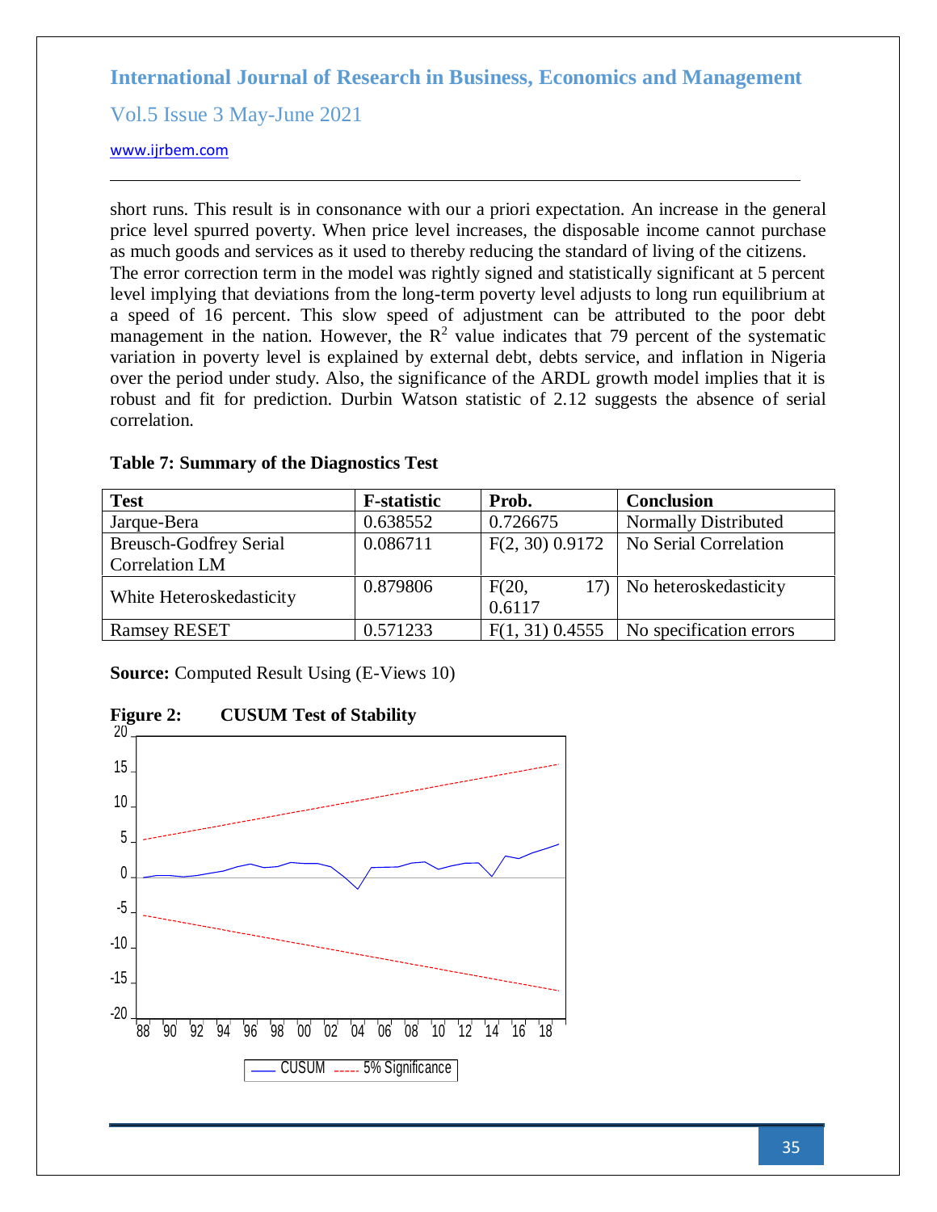short runs. This result is in consonance with our a priori expectation. An increase in the general price level spurred poverty. When price level increases, the disposable income cannot purchase as much goods and services as it used to thereby reducing the standard of living of the citizens.

The error correction term in the model was rightly signed and statistically significant at 5 percent level implying that deviations from the long-term poverty level adjusts to long run equilibrium at a speed of 16 percent. This slow speed of adjustment can be attributed to the poor debt management in the nation. However, the $R^2$ value indicates that 79 percent of the systematic variation in poverty level is explained by external debt, debts service, and inflation in Nigeria over the period under study. Also, the significance of the ARDL growth model implies that it is robust and fit for prediction. Durbin Watson statistic of 2.12 suggests the absence of serial correlation.

**Table 7: Summary of the Diagnostics Test**

| Test | F-statistic | Prob. | Conclusion |
|---|---|---|---|
| Jarque-Bera | 0.638552 | 0.726675 | Normally Distributed |
| Breusch-Godfrey Serial Correlation LM | 0.086711 | F(2, 30) 0.9172 | No Serial Correlation |
| White Heteroskedasticity | 0.879806 | F(20, 17) 0.6117 | No heteroskedasticity |
| Ramsey RESET | 0.571233 | F(1, 31) 0.4555 | No specification errors |

**Source:** Computed Result Using (E-Views 10)

**Figure 2: CUSUM Test of Stability**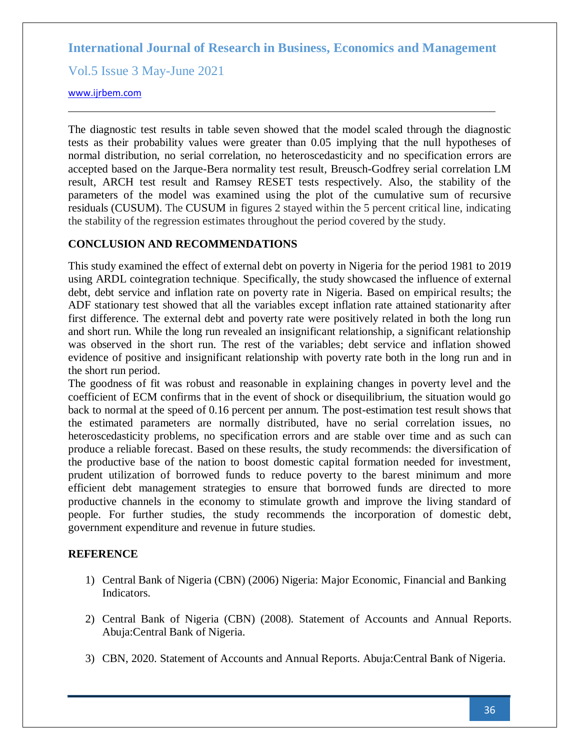The diagnostic test results in table seven showed that the model scaled through the diagnostic tests as their probability values were greater than 0.05 implying that the null hypotheses of normal distribution, no serial correlation, no heteroscedasticity and no specification errors are accepted based on the Jarque-Bera normality test result, Breusch-Godfrey serial correlation LM result, ARCH test result and Ramsey RESET tests respectively. Also, the stability of the parameters of the model was examined using the plot of the cumulative sum of recursive residuals (CUSUM). The CUSUM in figures 2 stayed within the 5 percent critical line, indicating the stability of the regression estimates throughout the period covered by the study.

## CONCLUSION AND RECOMMENDATIONS

This study examined the effect of external debt on poverty in Nigeria for the period 1981 to 2019 using ARDL cointegration technique. Specifically, the study showcased the influence of external debt, debt service and inflation rate on poverty rate in Nigeria. Based on empirical results; the ADF stationary test showed that all the variables except inflation rate attained stationarity after first difference. The external debt and poverty rate were positively related in both the long run and short run. While the long run revealed an insignificant relationship, a significant relationship was observed in the short run. The rest of the variables; debt service and inflation showed evidence of positive and insignificant relationship with poverty rate both in the long run and in the short run period.

The goodness of fit was robust and reasonable in explaining changes in poverty level and the coefficient of ECM confirms that in the event of shock or disequilibrium, the situation would go back to normal at the speed of 0.16 percent per annum. The post-estimation test result shows that the estimated parameters are normally distributed, have no serial correlation issues, no heteroscedasticity problems, no specification errors and are stable over time and as such can produce a reliable forecast. Based on these results, the study recommends: the diversification of the productive base of the nation to boost domestic capital formation needed for investment, prudent utilization of borrowed funds to reduce poverty to the barest minimum and more efficient debt management strategies to ensure that borrowed funds are directed to more productive channels in the economy to stimulate growth and improve the living standard of people. For further studies, the study recommends the incorporation of domestic debt, government expenditure and revenue in future studies.

## REFERENCE

1) Central Bank of Nigeria (CBN) (2006) Nigeria: Major Economic, Financial and Banking Indicators.

2) Central Bank of Nigeria (CBN) (2008). Statement of Accounts and Annual Reports. Abuja:Central Bank of Nigeria.

3) CBN, 2020. Statement of Accounts and Annual Reports. Abuja:Central Bank of Nigeria.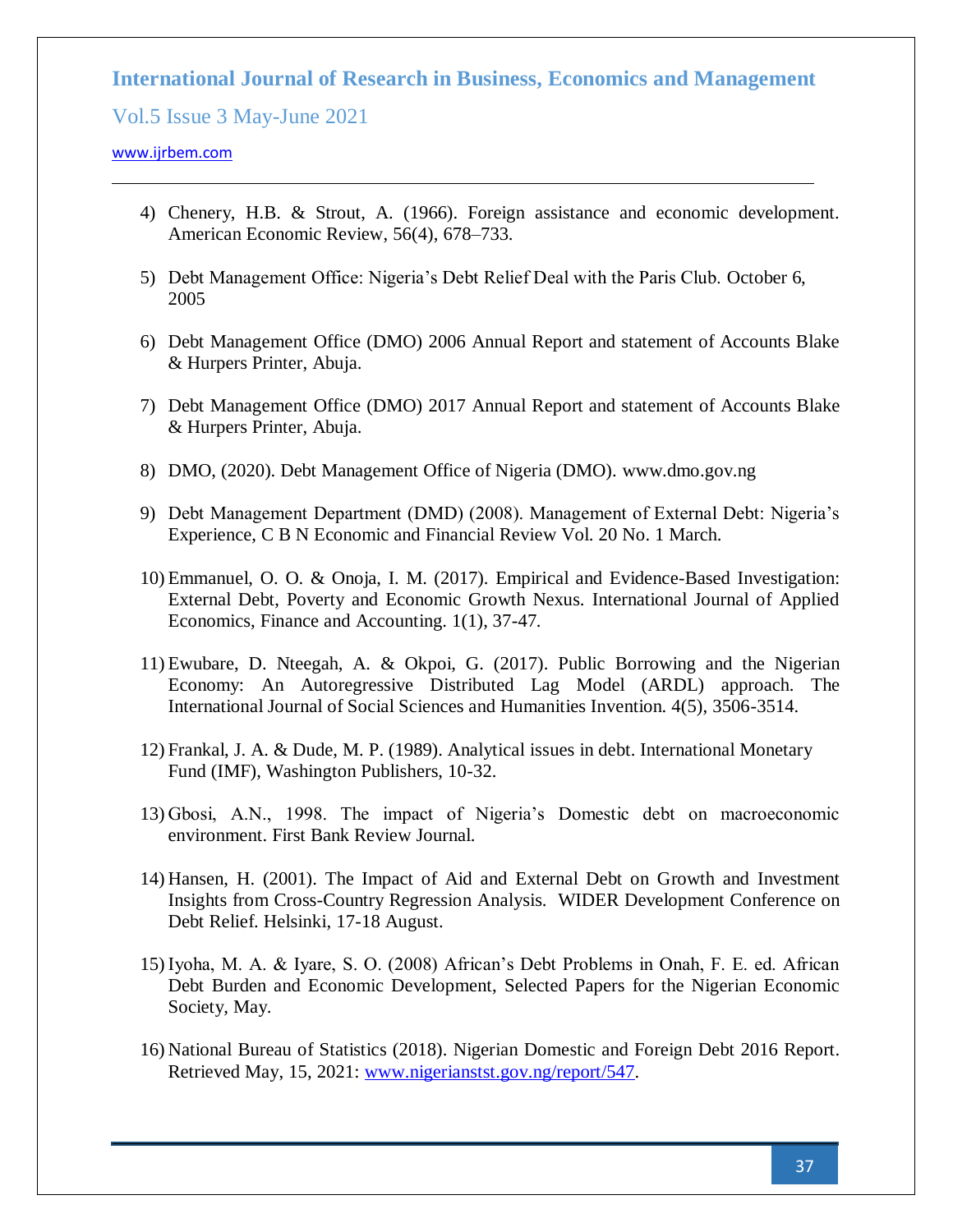4) Chenery, H.B. & Strout, A. (1966). Foreign assistance and economic development. American Economic Review, 56(4), 678–733.

5) Debt Management Office: Nigeria's Debt Relief Deal with the Paris Club. October 6, 2005

6) Debt Management Office (DMO) 2006 Annual Report and statement of Accounts Blake & Hurpers Printer, Abuja.

7) Debt Management Office (DMO) 2017 Annual Report and statement of Accounts Blake & Hurpers Printer, Abuja.

8) DMO, (2020). Debt Management Office of Nigeria (DMO). www.dmo.gov.ng

9) Debt Management Department (DMD) (2008). Management of External Debt: Nigeria's Experience, C B N Economic and Financial Review Vol. 20 No. 1 March.

10) Emmanuel, O. O. & Onoja, I. M. (2017). Empirical and Evidence-Based Investigation: External Debt, Poverty and Economic Growth Nexus. International Journal of Applied Economics, Finance and Accounting. 1(1), 37-47.

11) Ewubare, D. Nteegah, A. & Okpoi, G. (2017). Public Borrowing and the Nigerian Economy: An Autoregressive Distributed Lag Model (ARDL) approach. The International Journal of Social Sciences and Humanities Invention. 4(5), 3506-3514.

12) Frankal, J. A. & Dude, M. P. (1989). Analytical issues in debt. International Monetary Fund (IMF), Washington Publishers, 10-32.

13) Gbosi, A.N., 1998. The impact of Nigeria's Domestic debt on macroeconomic environment. First Bank Review Journal.

14) Hansen, H. (2001). The Impact of Aid and External Debt on Growth and Investment Insights from Cross-Country Regression Analysis. WIDER Development Conference on Debt Relief. Helsinki, 17-18 August.

15) Iyoha, M. A. & Iyare, S. O. (2008) African's Debt Problems in Onah, F. E. ed. African Debt Burden and Economic Development, Selected Papers for the Nigerian Economic Society, May.

16) National Bureau of Statistics (2018). Nigerian Domestic and Foreign Debt 2016 Report. Retrieved May, 15, 2021: www.nigerianstst.gov.ng/report/547.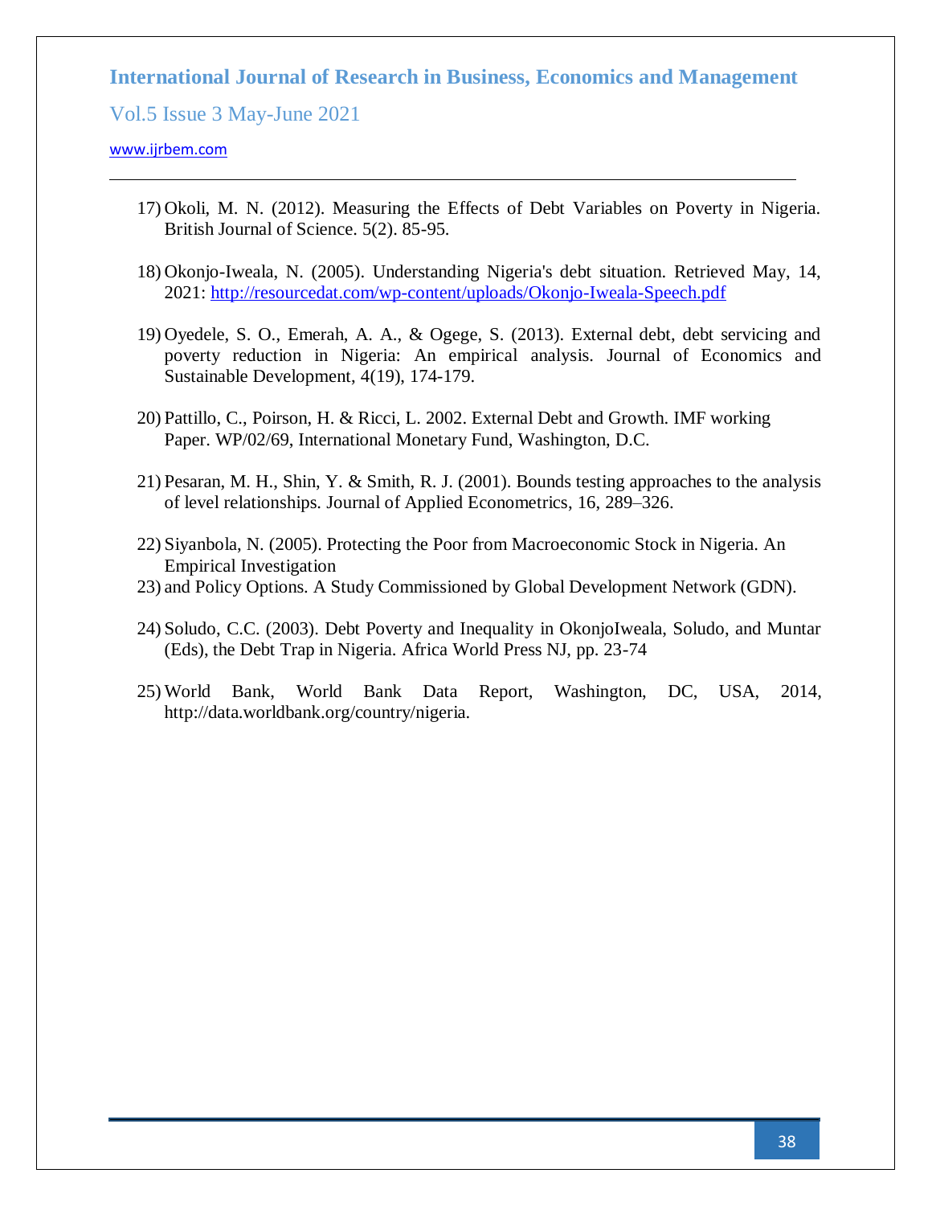17) Okoli, M. N. (2012). Measuring the Effects of Debt Variables on Poverty in Nigeria. British Journal of Science. 5(2). 85-95.

18) Okonjo-Iweala, N. (2005). Understanding Nigeria's debt situation. Retrieved May, 14, 2021: http://resourcedat.com/wp-content/uploads/Okonjo-Iweala-Speech.pdf

19) Oyedele, S. O., Emerah, A. A., & Ogege, S. (2013). External debt, debt servicing and poverty reduction in Nigeria: An empirical analysis. Journal of Economics and Sustainable Development, 4(19), 174-179.

20) Pattillo, C., Poirson, H. & Ricci, L. 2002. External Debt and Growth. IMF working Paper. WP/02/69, International Monetary Fund, Washington, D.C.

21) Pesaran, M. H., Shin, Y. & Smith, R. J. (2001). Bounds testing approaches to the analysis of level relationships. Journal of Applied Econometrics, 16, 289–326.

22) Siyanbola, N. (2005). Protecting the Poor from Macroeconomic Stock in Nigeria. An Empirical Investigation

23) and Policy Options. A Study Commissioned by Global Development Network (GDN).

24) Soludo, C.C. (2003). Debt Poverty and Inequality in OkonjoIweala, Soludo, and Muntar (Eds), the Debt Trap in Nigeria. Africa World Press NJ, pp. 23-74

25) World Bank, World Bank Data Report, Washington, DC, USA, 2014, http://data.worldbank.org/country/nigeria.